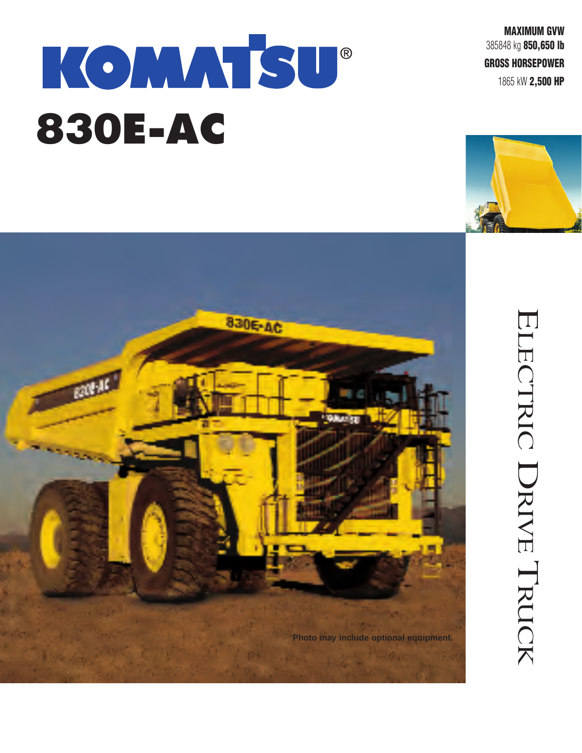# KOMATSU®

# 830E-AC

**MAXIMUM GVW**
385848 kg **850,650 lb**

**GROSS HORSEPOWER**
1865 kW **2,500 HP**

Photo may include optional equipment.

## ELECTRIC DRIVE TRUCK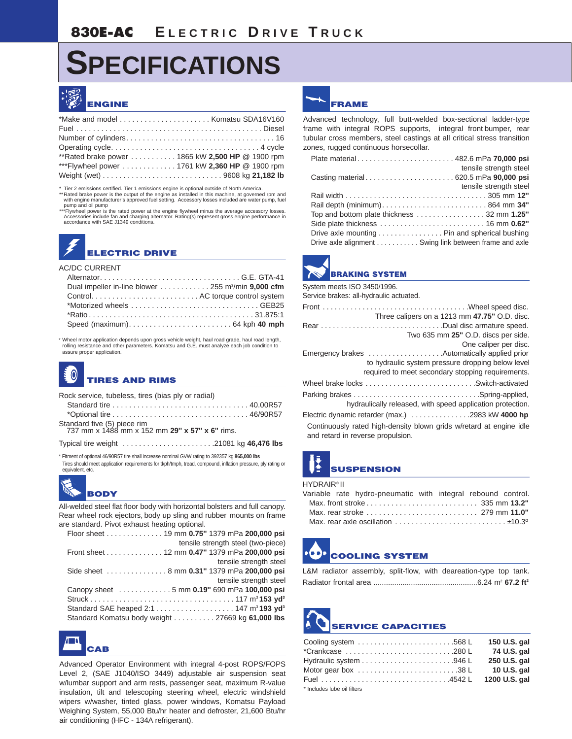**830E-AC** ELECTRIC DRIVE TRUCK

# SPECIFICATIONS

## ENGINE

| | |
|---|---|
| *Make and model | Komatsu SDA16V160 |
| Fuel | Diesel |
| Number of cylinders | 16 |
| Operating cycle | 4 cycle |
| **Rated brake power | 1865 kW **2,500 HP** @ 1900 rpm |
| ***Flywheel power | 1761 kW **2,360 HP** @ 1900 rpm |
| Weight (wet) | 9608 kg **21,182 lb** |

\* Tier 2 emissions certified. Tier 1 emissions engine is optional outside of North America.
** Rated brake power is the output of the engine as installed in this machine, at governed rpm and with engine manufacturer's approved fuel setting. Accessory losses included are water pump, fuel pump and oil pump
*** Flywheel power is the rated power at the engine flywheel minus the average accessory losses. Accessories include fan and charging alternator. Rating(s) represent gross engine performance in accordance with SAE J1349 conditions.

## ELECTRIC DRIVE

AC/DC CURRENT

| | |
|---|---|
| Alternator | G.E. GTA-41 |
| Dual impeller in-line blower | 255 $m^3$/min **9,000 cfm** |
| Control | AC torque control system |
| *Motorized wheels | GEB25 |
| *Ratio | 31.875:1 |
| Speed (maximum) | 64 kph **40 mph** |

\* Wheel motor application depends upon gross vehicle weight, haul road grade, haul road length, rolling resistance and other parameters. Komatsu and G.E. must analyze each job condition to assure proper application.

## TIRES AND RIMS

Rock service, tubeless, tires (bias ply or radial)

| | |
|---|---|
| Standard tire | 40.00R57 |
| *Optional tire | 46/90R57 |

Standard five (5) piece rim
737 mm x 1488 mm x 152 mm **29" x 57" x 6"** rims.

Typical tire weight .......... 21081 kg **46,476 lbs**

\* Fitment of optional 46/90R57 tire shall increase nominal GVW rating to 392357 kg **865,000 lbs**
Tires should meet application requirements for tkph/tmph, tread, compound, inflation pressure, ply rating or equivalent, etc.

## BODY

All-welded steel flat floor body with horizontal bolsters and full canopy. Rear wheel rock ejectors, body up sling and rubber mounts on frame are standard. Pivot exhaust heating optional.

| | |
|---|---|
| Floor sheet | 19 mm **0.75"** 1379 mPa **200,000 psi** tensile strength steel (two-piece) |
| Front sheet | 12 mm **0.47"** 1379 mPa **200,000 psi** tensile strength steel |
| Side sheet | 8 mm **0.31"** 1379 mPa **200,000 psi** tensile strength steel |
| Canopy sheet | 5 mm **0.19"** 690 mPa **100,000 psi** |
| Struck | 117 $m^3$ **153 $yd^3$** |
| Standard SAE heaped 2:1 | 147 $m^3$ **193 $yd^3$** |
| Standard Komatsu body weight | 27669 kg **61,000 lbs** |

## CAB

Advanced Operator Environment with integral 4-post ROPS/FOPS Level 2, (SAE J1040/ISO 3449) adjustable air suspension seat w/lumbar support and arm rests, passenger seat, maximum R-value insulation, tilt and telescoping steering wheel, electric windshield wipers w/washer, tinted glass, power windows, Komatsu Payload Weighing System, 55,000 Btu/hr heater and defroster, 21,600 Btu/hr air conditioning (HFC - 134A refrigerant).

## FRAME

Advanced technology, full butt-welded box-sectional ladder-type frame with integral ROPS supports, integral front bumper, rear tubular cross members, steel castings at all critical stress transition zones, rugged continuous horsecollar.

| | |
|---|---|
| Plate material | 482.6 mPa **70,000 psi** tensile strength steel |
| Casting material | 620.5 mPa **90,000 psi** tensile strength steel |
| Rail width | 305 mm **12"** |
| Rail depth (minimum) | 864 mm **34"** |
| Top and bottom plate thickness | 32 mm **1.25"** |
| Side plate thickness | 16 mm **0.62"** |
| Drive axle mounting | Pin and spherical bushing |
| Drive axle alignment | Swing link between frame and axle |

## BRAKING SYSTEM

System meets ISO 3450/1996.
Service brakes: all-hydraulic actuated.

| | |
|---|---|
| Front | Wheel speed disc. Three calipers on a 1213 mm **47.75"** O.D. disc. |
| Rear | Dual disc armature speed. Two 635 mm **25"** O.D. discs per side. One caliper per disc. |
| Emergency brakes | Automatically applied prior to hydraulic system pressure dropping below level required to meet secondary stopping requirements. |
| Wheel brake locks | Switch-activated |
| Parking brakes | Spring-applied, hydraulically released, with speed application protection. |
| Electric dynamic retarder (max.) | 2983 kW **4000 hp** |

Continuously rated high-density blown grids w/retard at engine idle and retard in reverse propulsion.

## SUSPENSION

HYDRAIR® II
Variable rate hydro-pneumatic with integral rebound control.

| | |
|---|---|
| Max. front stroke | 335 mm **13.2"** |
| Max. rear stroke | 279 mm **11.0"** |
| Max. rear axle oscillation | ±10.3º |

## COOLING SYSTEM

L&M radiator assembly, split-flow, with deareation-type top tank.
Radiator frontal area .......... 6.24 $m^2$ **67.2 $ft^2$**

## SERVICE CAPACITIES

| | | |
|---|---|---|
| Cooling system | 568 L | **150 U.S. gal** |
| *Crankcase | 280 L | **74 U.S. gal** |
| Hydraulic system | 946 L | **250 U.S. gal** |
| Motor gear box | 38 L | **10 U.S. gal** |
| Fuel | 4542 L | **1200 U.S. gal** |

\* Includes lube oil filters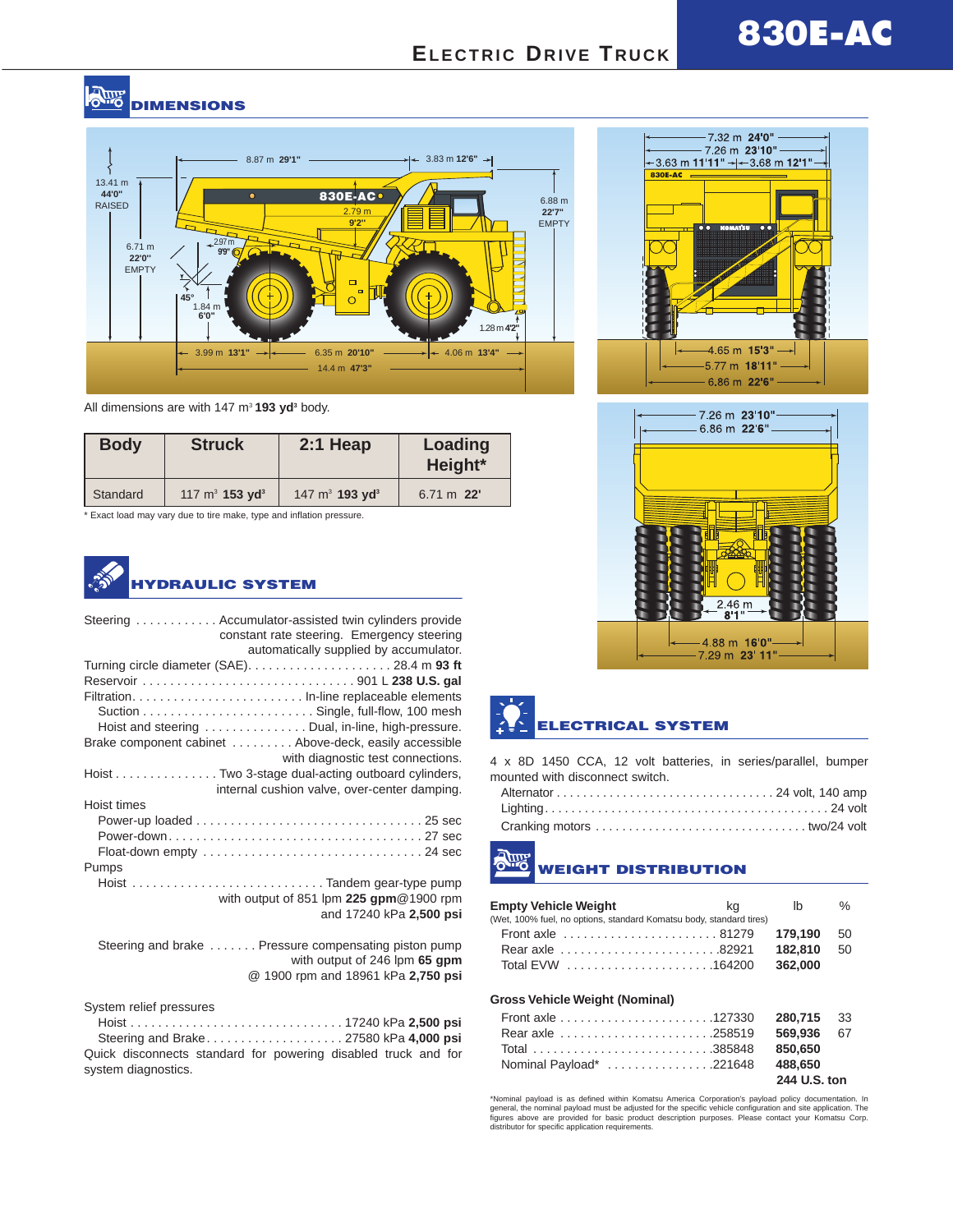## DIMENSIONS

All dimensions are with 147 m³ **193 yd³** body.

| Body | Struck | 2:1 Heap | Loading Height* |
|---|---|---|---|
| Standard | 117 m³ **153 yd³** | 147 m³ **193 yd³** | 6.71 m **22'** |

\* Exact load may vary due to tire make, type and inflation pressure.

## HYDRAULIC SYSTEM

Steering . . . . . . . . . . . . Accumulator-assisted twin cylinders provide constant rate steering. Emergency steering automatically supplied by accumulator.
Turning circle diameter (SAE). . . . . . . . . . . . . . . . . . . . . 28.4 m **93 ft**
Reservoir . . . . . . . . . . . . . . . . . . . . . . . . . . . . . . . 901 L **238 U.S. gal**
Filtration. . . . . . . . . . . . . . . . . . . . . . . . . . In-line replaceable elements
- Suction . . . . . . . . . . . . . . . . . . . . . . . . . Single, full-flow, 100 mesh
- Hoist and steering . . . . . . . . . . . . . . . Dual, in-line, high-pressure.

Brake component cabinet . . . . . . . . . Above-deck, easily accessible with diagnostic test connections.
Hoist . . . . . . . . . . . . . . . Two 3-stage dual-acting outboard cylinders, internal cushion valve, over-center damping.

Hoist times
- Power-up loaded . . . . . . . . . . . . . . . . . . . . . . . . . . . . . . . . . 25 sec
- Power-down. . . . . . . . . . . . . . . . . . . . . . . . . . . . . . . . . . . . . 27 sec
- Float-down empty . . . . . . . . . . . . . . . . . . . . . . . . . . . . . . . . 24 sec

Pumps
- Hoist . . . . . . . . . . . . . . . . . . . . . . . . . . . . Tandem gear-type pump with output of 851 lpm **225 gpm**@1900 rpm and 17240 kPa **2,500 psi**
- Steering and brake . . . . . . . Pressure compensating piston pump with output of 246 lpm **65 gpm** @ 1900 rpm and 18961 kPa **2,750 psi**

System relief pressures
- Hoist . . . . . . . . . . . . . . . . . . . . . . . . . . . . . . . 17240 kPa **2,500 psi**
- Steering and Brake. . . . . . . . . . . . . . . . . . . . 27580 kPa **4,000 psi**

Quick disconnects standard for powering disabled truck and for system diagnostics.

## ELECTRICAL SYSTEM

4 x 8D 1450 CCA, 12 volt batteries, in series/parallel, bumper mounted with disconnect switch.
- Alternator . . . . . . . . . . . . . . . . . . . . . . . . . . . . . . . . . 24 volt, 140 amp
- Lighting. . . . . . . . . . . . . . . . . . . . . . . . . . . . . . . . . . . . . . . . . . 24 volt
- Cranking motors . . . . . . . . . . . . . . . . . . . . . . . . . . . . . . . two/24 volt

## WEIGHT DISTRIBUTION

| Empty Vehicle Weight | kg | lb | % |
|---|---|---|---|
| (Wet, 100% fuel, no options, standard Komatsu body, standard tires) | | | |
| Front axle | 81279 | **179,190** | 50 |
| Rear axle | 82921 | **182,810** | 50 |
| Total EVW | 164200 | **362,000** | |

| Gross Vehicle Weight (Nominal) | kg | lb | % |
|---|---|---|---|
| Front axle | 127330 | **280,715** | 33 |
| Rear axle | 258519 | **569,936** | 67 |
| Total | 385848 | **850,650** | |
| Nominal Payload* | 221648 | **488,650** **244 U.S. ton** | |

*Nominal payload is as defined within Komatsu America Corporation's payload policy documentation. In general, the nominal payload must be adjusted for the specific vehicle configuration and site application. The figures above are provided for basic product description purposes. Please contact your Komatsu Corp. distributor for specific application requirements.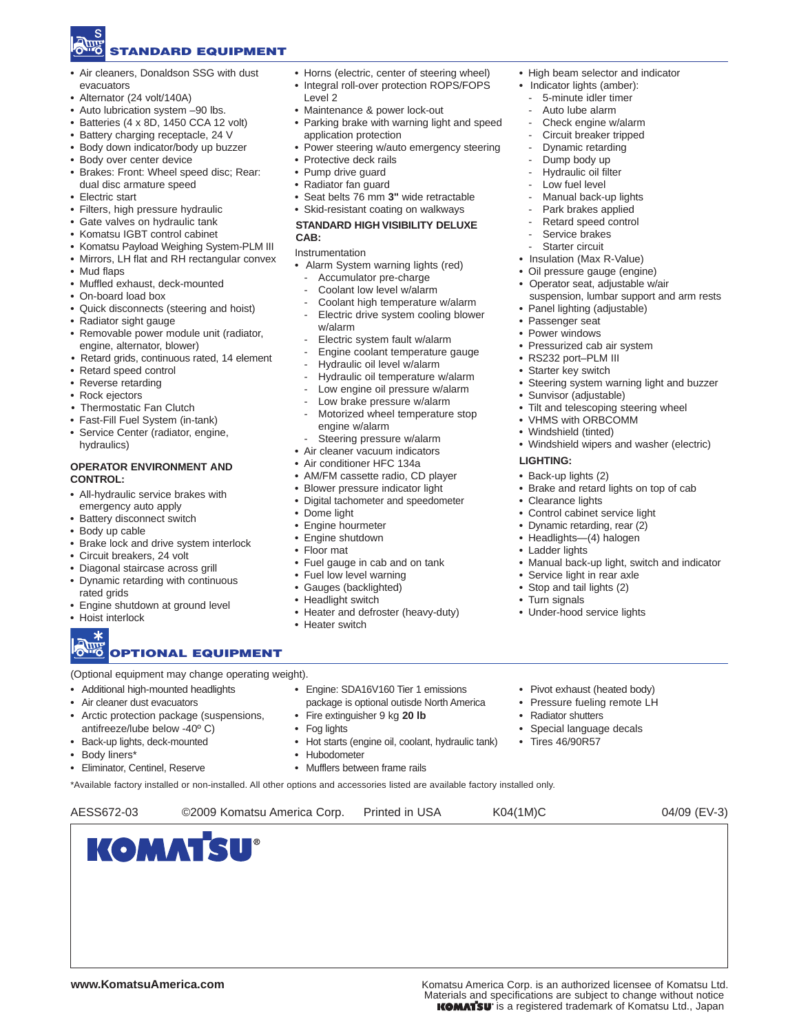## STANDARD EQUIPMENT

- Air cleaners, Donaldson SSG with dust evacuators
- Alternator (24 volt/140A)
- Auto lubrication system –90 lbs.
- Batteries (4 x 8D, 1450 CCA 12 volt)
- Battery charging receptacle, 24 V
- Body down indicator/body up buzzer
- Body over center device
- Brakes: Front: Wheel speed disc; Rear: dual disc armature speed
- Electric start
- Filters, high pressure hydraulic
- Gate valves on hydraulic tank
- Komatsu IGBT control cabinet
- Komatsu Payload Weighing System-PLM III
- Mirrors, LH flat and RH rectangular convex
- Mud flaps
- Muffled exhaust, deck-mounted
- On-board load box
- Quick disconnects (steering and hoist)
- Radiator sight gauge
- Removable power module unit (radiator, engine, alternator, blower)
- Retard grids, continuous rated, 14 element
- Retard speed control
- Reverse retarding
- Rock ejectors
- Thermostatic Fan Clutch
- Fast-Fill Fuel System (in-tank)
- Service Center (radiator, engine, hydraulics)

**OPERATOR ENVIRONMENT AND CONTROL:**

- All-hydraulic service brakes with emergency auto apply
- Battery disconnect switch
- Body up cable
- Brake lock and drive system interlock
- Circuit breakers, 24 volt
- Diagonal staircase across grill
- Dynamic retarding with continuous rated grids
- Engine shutdown at ground level
- Hoist interlock
- Horns (electric, center of steering wheel)
- Integral roll-over protection ROPS/FOPS Level 2
- Maintenance & power lock-out
- Parking brake with warning light and speed application protection
- Power steering w/auto emergency steering
- Protective deck rails
- Pump drive guard
- Radiator fan guard
- Seat belts 76 mm **3"** wide retractable
- Skid-resistant coating on walkways

**STANDARD HIGH VISIBILITY DELUXE CAB:**

Instrumentation

- Alarm System warning lights (red)
  - Accumulator pre-charge
  - Coolant low level w/alarm
  - Coolant high temperature w/alarm
  - Electric drive system cooling blower w/alarm
  - Electric system fault w/alarm
  - Engine coolant temperature gauge
  - Hydraulic oil level w/alarm
  - Hydraulic oil temperature w/alarm
  - Low engine oil pressure w/alarm
  - Low brake pressure w/alarm
  - Motorized wheel temperature stop engine w/alarm
  - Steering pressure w/alarm
- Air cleaner vacuum indicators
- Air conditioner HFC 134a
- AM/FM cassette radio, CD player
- Blower pressure indicator light
- Digital tachometer and speedometer
- Dome light
- Engine hourmeter
- Engine shutdown
- Floor mat
- Fuel gauge in cab and on tank
- Fuel low level warning
- Gauges (backlighted)
- Headlight switch
- Heater and defroster (heavy-duty)
- Heater switch
- High beam selector and indicator
- Indicator lights (amber):
  - 5-minute idler timer
  - Auto lube alarm
  - Check engine w/alarm
  - Circuit breaker tripped
  - Dynamic retarding
  - Dump body up
  - Hydraulic oil filter
  - Low fuel level
  - Manual back-up lights
  - Park brakes applied
  - Retard speed control
  - Service brakes
  - Starter circuit
- Insulation (Max R-Value)
- Oil pressure gauge (engine)
- Operator seat, adjustable w/air suspension, lumbar support and arm rests
- Panel lighting (adjustable)
- Passenger seat
- Power windows
- Pressurized cab air system
- RS232 port–PLM III
- Starter key switch
- Steering system warning light and buzzer
- Sunvisor (adjustable)
- Tilt and telescoping steering wheel
- VHMS with ORBCOMM
- Windshield (tinted)
- Windshield wipers and washer (electric)

**LIGHTING:**

- Back-up lights (2)
- Brake and retard lights on top of cab
- Clearance lights
- Control cabinet service light
- Dynamic retarding, rear (2)
- Headlights—(4) halogen
- Ladder lights
- Manual back-up light, switch and indicator
- Service light in rear axle
- Stop and tail lights (2)
- Turn signals
- Under-hood service lights

## OPTIONAL EQUIPMENT

(Optional equipment may change operating weight).

- Additional high-mounted headlights
- Air cleaner dust evacuators
- Arctic protection package (suspensions, antifreeze/lube below -40º C)
- Back-up lights, deck-mounted
- Body liners*
- Eliminator, Centinel, Reserve
- Engine: SDA16V160 Tier 1 emissions package is optional outside North America
- Fire extinguisher 9 kg **20 lb**
- Fog lights
- Hot starts (engine oil, coolant, hydraulic tank)
- Hubodometer
- Mufflers between frame rails
- Pivot exhaust (heated body)
- Pressure fueling remote LH
- Radiator shutters
- Special language decals
- Tires 46/90R57

*Available factory installed or non-installed. All other options and accessories listed are available factory installed only.

AESS672-03 ©2009 Komatsu America Corp. Printed in USA K04(1M)C 04/09 (EV-3)

KOMATSU®

**www.KomatsuAmerica.com**

Komatsu America Corp. is an authorized licensee of Komatsu Ltd.
Materials and specifications are subject to change without notice
KOMATSU® is a registered trademark of Komatsu Ltd., Japan